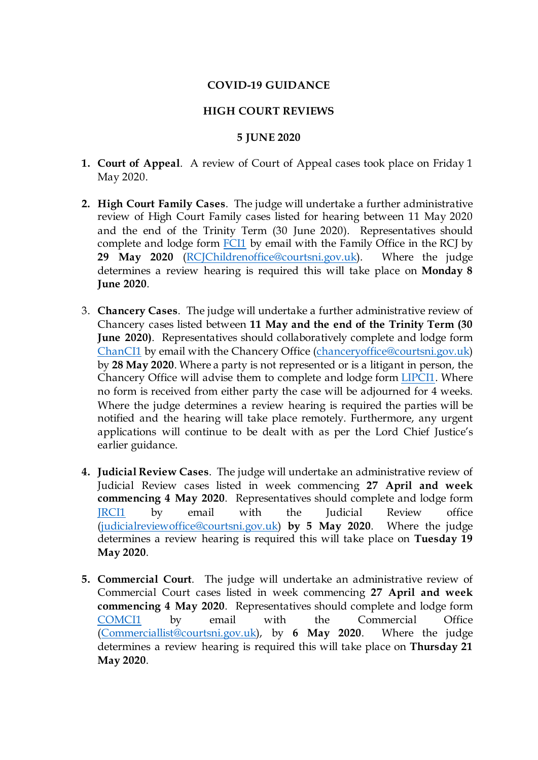**COVID-19 GUIDANCE**

**HIGH COURT REVIEWS**

**5 JUNE 2020**

1. **Court of Appeal**. A review of Court of Appeal cases took place on Friday 1 May 2020.

2. **High Court Family Cases**. The judge will undertake a further administrative review of High Court Family cases listed for hearing between 11 May 2020 and the end of the Trinity Term (30 June 2020). Representatives should complete and lodge form FCI1 by email with the Family Office in the RCJ by **29 May 2020** (RCJChildrenoffice@courtsni.gov.uk). Where the judge determines a review hearing is required this will take place on **Monday 8 June 2020**.

3. **Chancery Cases**. The judge will undertake a further administrative review of Chancery cases listed between **11 May and the end of the Trinity Term (30 June 2020)**. Representatives should collaboratively complete and lodge form ChanCI1 by email with the Chancery Office (chanceryoffice@courtsni.gov.uk) by **28 May 2020**. Where a party is not represented or is a litigant in person, the Chancery Office will advise them to complete and lodge form LIPCI1. Where no form is received from either party the case will be adjourned for 4 weeks. Where the judge determines a review hearing is required the parties will be notified and the hearing will take place remotely. Furthermore, any urgent applications will continue to be dealt with as per the Lord Chief Justice's earlier guidance.

4. **Judicial Review Cases**. The judge will undertake an administrative review of Judicial Review cases listed in week commencing **27 April and week commencing 4 May 2020**. Representatives should complete and lodge form JRCI1 by email with the Judicial Review office (judicialreviewoffice@courtsni.gov.uk) **by 5 May 2020**. Where the judge determines a review hearing is required this will take place on **Tuesday 19 May 2020**.

5. **Commercial Court**. The judge will undertake an administrative review of Commercial Court cases listed in week commencing **27 April and week commencing 4 May 2020**. Representatives should complete and lodge form COMCI1 by email with the Commercial Office (Commerciallist@courtsni.gov.uk), by **6 May 2020**. Where the judge determines a review hearing is required this will take place on **Thursday 21 May 2020**.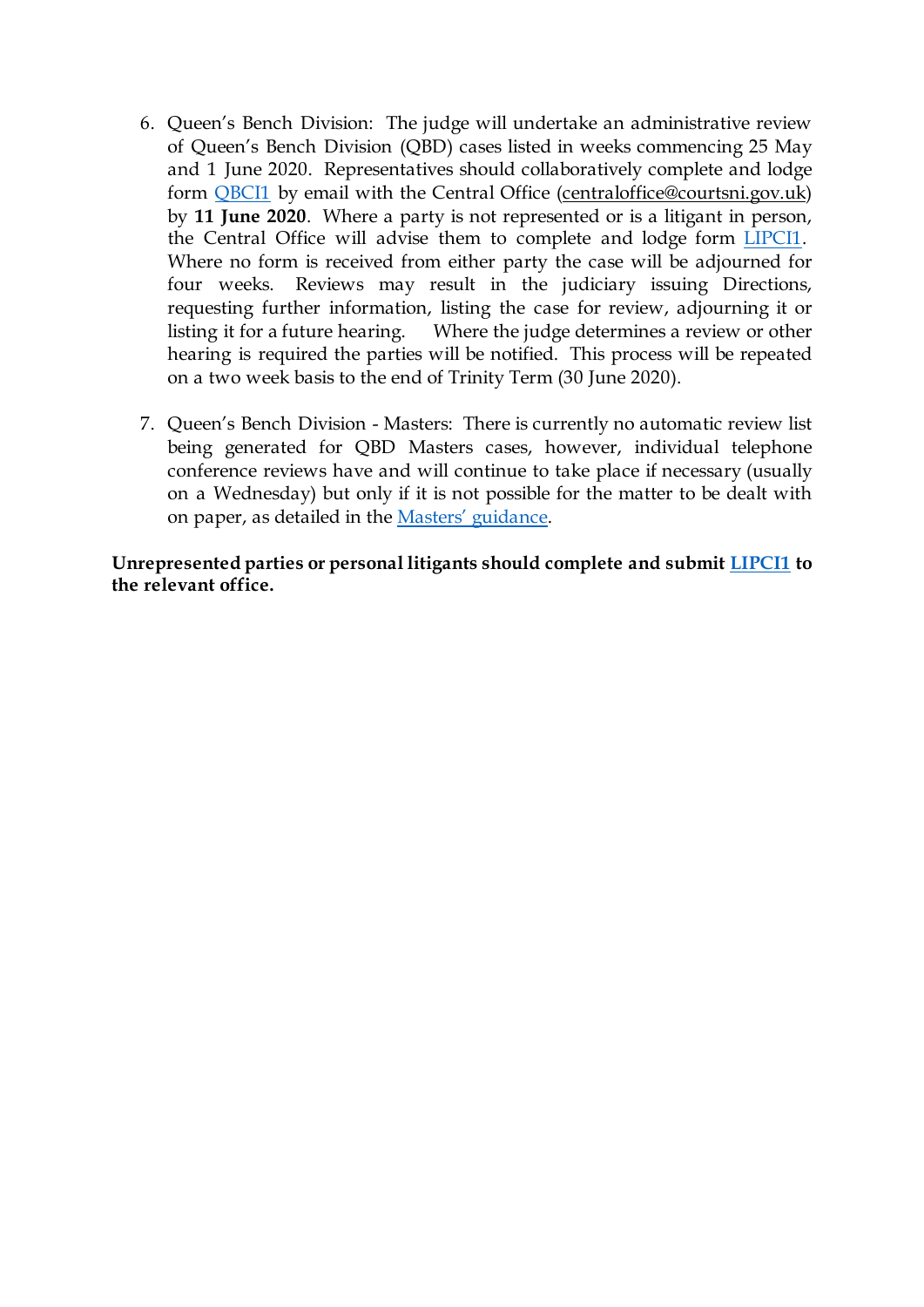6. Queen's Bench Division: The judge will undertake an administrative review of Queen's Bench Division (QBD) cases listed in weeks commencing 25 May and 1 June 2020. Representatives should collaboratively complete and lodge form QBCI1 by email with the Central Office (centraloffice@courtsni.gov.uk) by **11 June 2020**. Where a party is not represented or is a litigant in person, the Central Office will advise them to complete and lodge form LIPCI1. Where no form is received from either party the case will be adjourned for four weeks. Reviews may result in the judiciary issuing Directions, requesting further information, listing the case for review, adjourning it or listing it for a future hearing. Where the judge determines a review or other hearing is required the parties will be notified. This process will be repeated on a two week basis to the end of Trinity Term (30 June 2020).

7. Queen's Bench Division - Masters: There is currently no automatic review list being generated for QBD Masters cases, however, individual telephone conference reviews have and will continue to take place if necessary (usually on a Wednesday) but only if it is not possible for the matter to be dealt with on paper, as detailed in the Masters' guidance.

**Unrepresented parties or personal litigants should complete and submit LIPCI1 to the relevant office.**